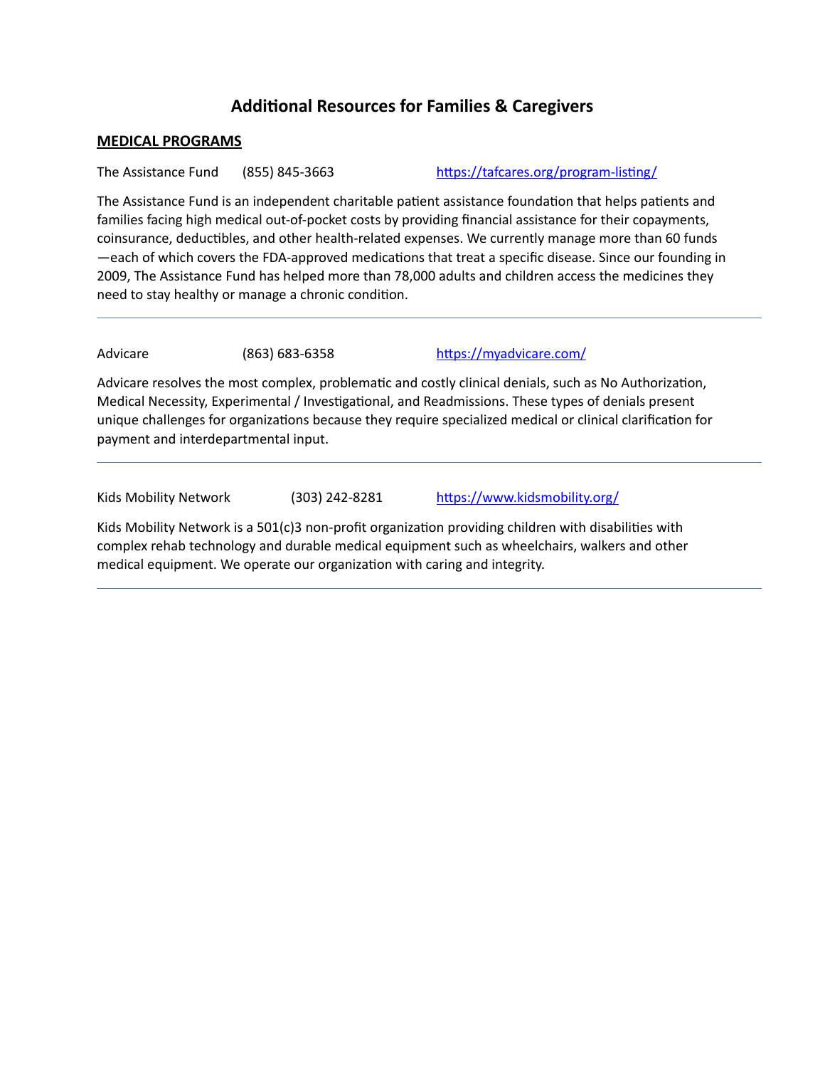# Additional Resources for Families & Caregivers

## MEDICAL PROGRAMS

The Assistance Fund (855) 845-3663 https://tafcares.org/program-listing/

The Assistance Fund is an independent charitable patient assistance foundation that helps patients and families facing high medical out-of-pocket costs by providing financial assistance for their copayments, coinsurance, deductibles, and other health-related expenses. We currently manage more than 60 funds—each of which covers the FDA-approved medications that treat a specific disease. Since our founding in 2009, The Assistance Fund has helped more than 78,000 adults and children access the medicines they need to stay healthy or manage a chronic condition.

---

Advicare (863) 683-6358 https://myadvicare.com/

Advicare resolves the most complex, problematic and costly clinical denials, such as No Authorization, Medical Necessity, Experimental / Investigational, and Readmissions. These types of denials present unique challenges for organizations because they require specialized medical or clinical clarification for payment and interdepartmental input.

---

Kids Mobility Network (303) 242-8281 https://www.kidsmobility.org/

Kids Mobility Network is a 501(c)3 non-profit organization providing children with disabilities with complex rehab technology and durable medical equipment such as wheelchairs, walkers and other medical equipment. We operate our organization with caring and integrity.

---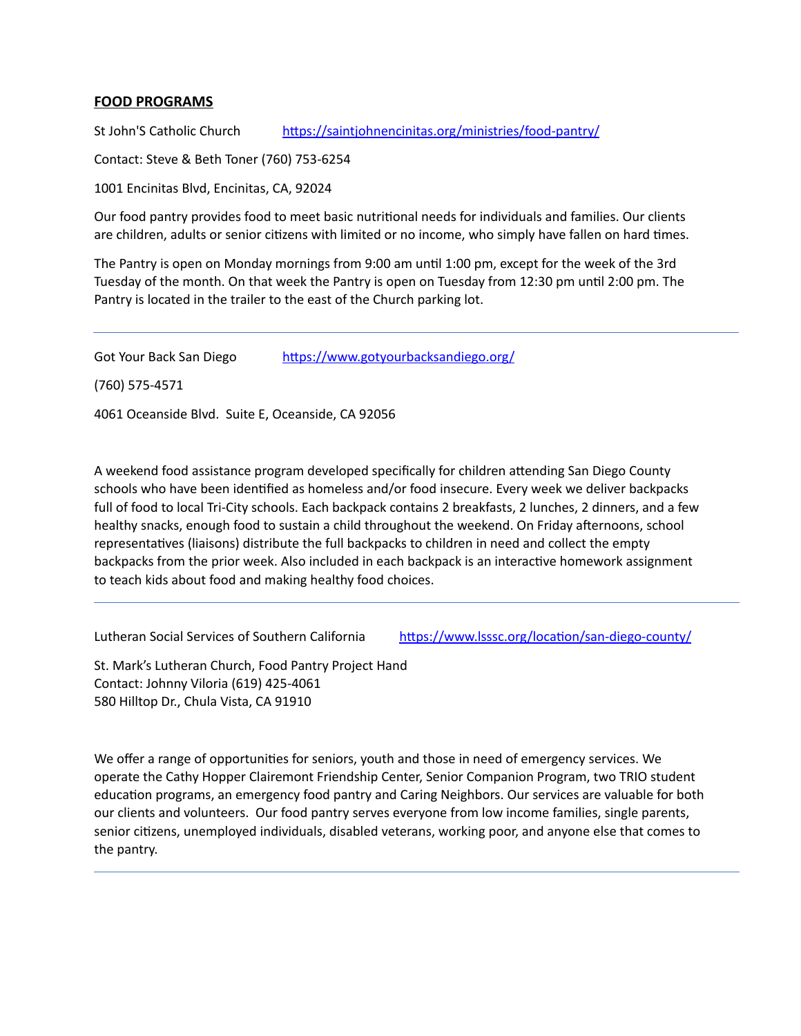## FOOD PROGRAMS

St John'S Catholic Church https://saintjohnencinitas.org/ministries/food-pantry/

Contact: Steve & Beth Toner (760) 753-6254

1001 Encinitas Blvd, Encinitas, CA, 92024

Our food pantry provides food to meet basic nutritional needs for individuals and families. Our clients are children, adults or senior citizens with limited or no income, who simply have fallen on hard times.

The Pantry is open on Monday mornings from 9:00 am until 1:00 pm, except for the week of the 3rd Tuesday of the month. On that week the Pantry is open on Tuesday from 12:30 pm until 2:00 pm. The Pantry is located in the trailer to the east of the Church parking lot.

---

Got Your Back San Diego https://www.gotyourbacksandiego.org/

(760) 575-4571

4061 Oceanside Blvd. Suite E, Oceanside, CA 92056

A weekend food assistance program developed specifically for children attending San Diego County schools who have been identified as homeless and/or food insecure. Every week we deliver backpacks full of food to local Tri-City schools. Each backpack contains 2 breakfasts, 2 lunches, 2 dinners, and a few healthy snacks, enough food to sustain a child throughout the weekend. On Friday afternoons, school representatives (liaisons) distribute the full backpacks to children in need and collect the empty backpacks from the prior week. Also included in each backpack is an interactive homework assignment to teach kids about food and making healthy food choices.

---

Lutheran Social Services of Southern California https://www.lsssc.org/location/san-diego-county/

St. Mark's Lutheran Church, Food Pantry Project Hand
Contact: Johnny Viloria (619) 425-4061
580 Hilltop Dr., Chula Vista, CA 91910

We offer a range of opportunities for seniors, youth and those in need of emergency services. We operate the Cathy Hopper Clairemont Friendship Center, Senior Companion Program, two TRIO student education programs, an emergency food pantry and Caring Neighbors. Our services are valuable for both our clients and volunteers. Our food pantry serves everyone from low income families, single parents, senior citizens, unemployed individuals, disabled veterans, working poor, and anyone else that comes to the pantry.

---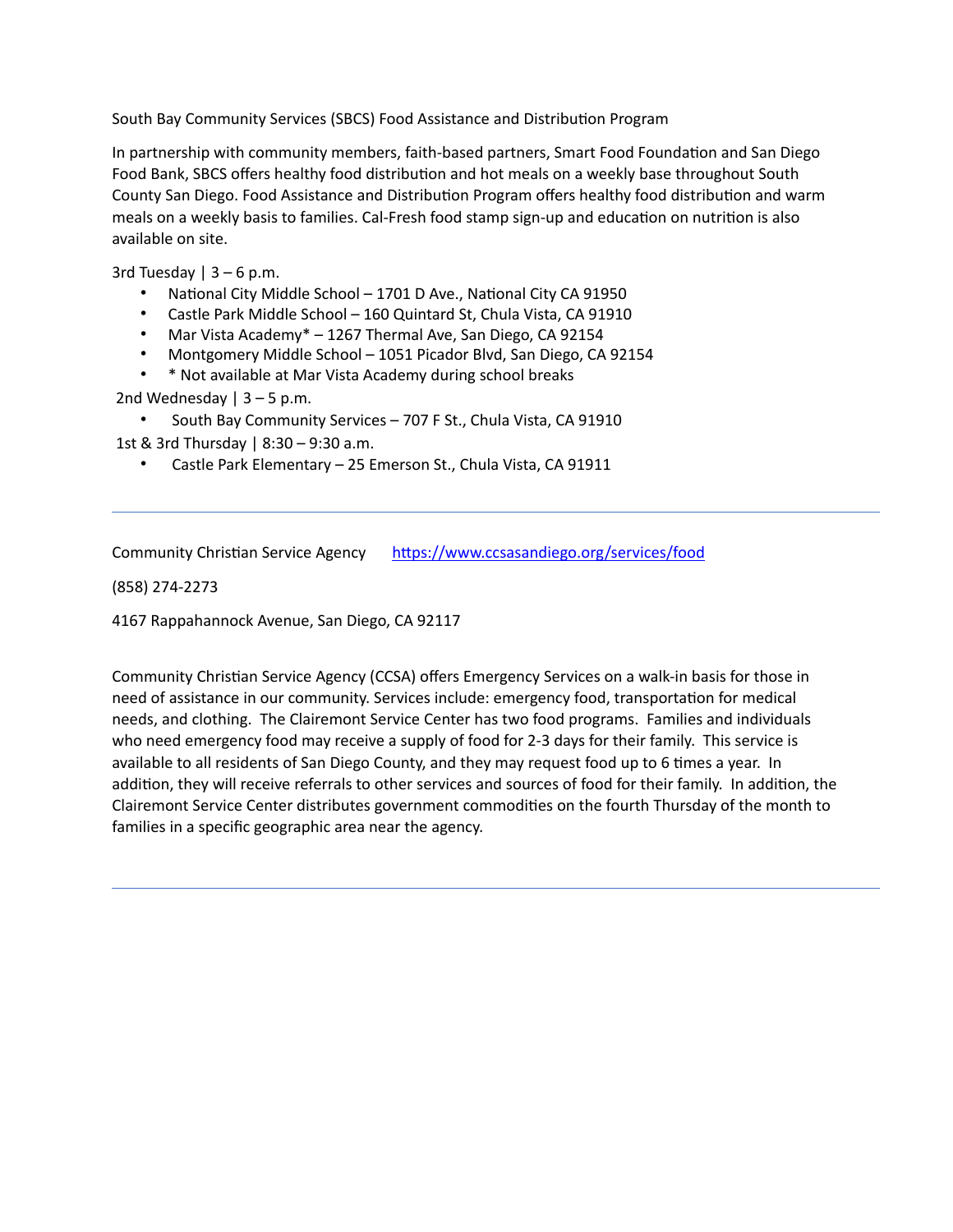South Bay Community Services (SBCS) Food Assistance and Distribution Program

In partnership with community members, faith-based partners, Smart Food Foundation and San Diego Food Bank, SBCS offers healthy food distribution and hot meals on a weekly base throughout South County San Diego. Food Assistance and Distribution Program offers healthy food distribution and warm meals on a weekly basis to families. Cal-Fresh food stamp sign-up and education on nutrition is also available on site.

3rd Tuesday | 3 – 6 p.m.

- National City Middle School – 1701 D Ave., National City CA 91950
- Castle Park Middle School – 160 Quintard St, Chula Vista, CA 91910
- Mar Vista Academy* – 1267 Thermal Ave, San Diego, CA 92154
- Montgomery Middle School – 1051 Picador Blvd, San Diego, CA 92154
- * Not available at Mar Vista Academy during school breaks

2nd Wednesday | 3 – 5 p.m.

- South Bay Community Services – 707 F St., Chula Vista, CA 91910

1st & 3rd Thursday | 8:30 – 9:30 a.m.

- Castle Park Elementary – 25 Emerson St., Chula Vista, CA 91911

---

Community Christian Service Agency [https://www.ccsasandiego.org/services/food](https://www.ccsasandiego.org/services/food)

(858) 274-2273

4167 Rappahannock Avenue, San Diego, CA 92117

Community Christian Service Agency (CCSA) offers Emergency Services on a walk-in basis for those in need of assistance in our community. Services include: emergency food, transportation for medical needs, and clothing. The Clairemont Service Center has two food programs. Families and individuals who need emergency food may receive a supply of food for 2-3 days for their family. This service is available to all residents of San Diego County, and they may request food up to 6 times a year. In addition, they will receive referrals to other services and sources of food for their family. In addition, the Clairemont Service Center distributes government commodities on the fourth Thursday of the month to families in a specific geographic area near the agency.

---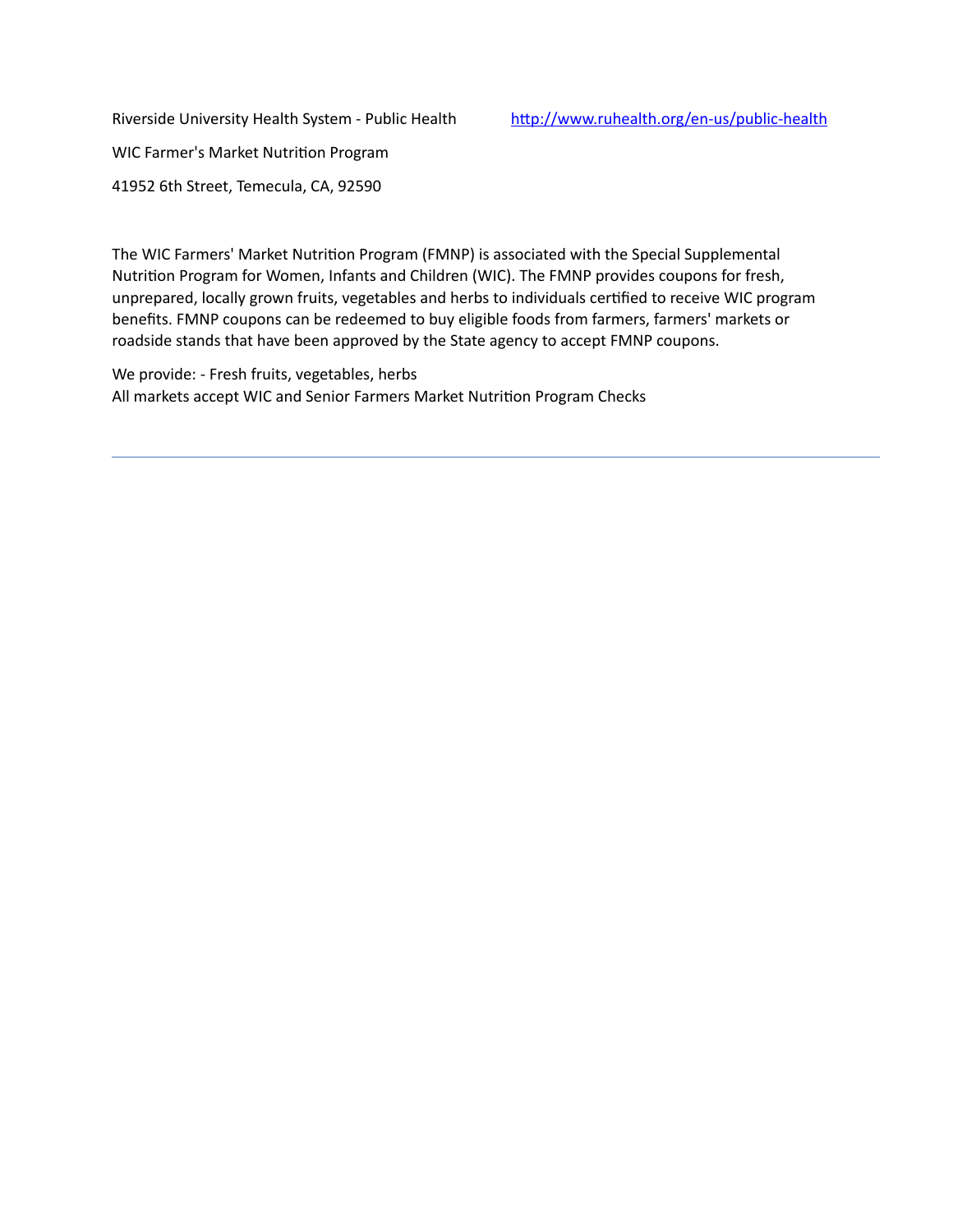Riverside University Health System - Public Health http://www.ruhealth.org/en-us/public-health

WIC Farmer's Market Nutrition Program

41952 6th Street, Temecula, CA, 92590

The WIC Farmers' Market Nutrition Program (FMNP) is associated with the Special Supplemental Nutrition Program for Women, Infants and Children (WIC). The FMNP provides coupons for fresh, unprepared, locally grown fruits, vegetables and herbs to individuals certified to receive WIC program benefits. FMNP coupons can be redeemed to buy eligible foods from farmers, farmers' markets or roadside stands that have been approved by the State agency to accept FMNP coupons.

We provide: - Fresh fruits, vegetables, herbs
All markets accept WIC and Senior Farmers Market Nutrition Program Checks

---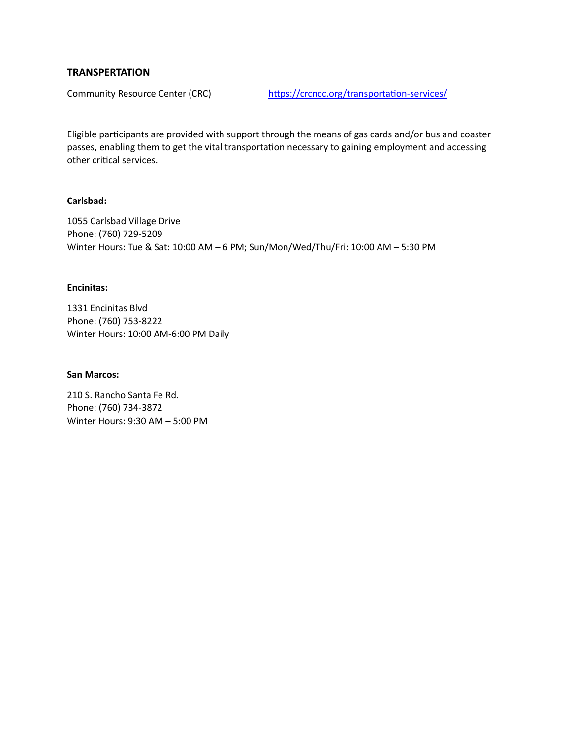## TRANSPERTATION

Community Resource Center (CRC) https://crcncc.org/transportation-services/

Eligible participants are provided with support through the means of gas cards and/or bus and coaster passes, enabling them to get the vital transportation necessary to gaining employment and accessing other critical services.

**Carlsbad:**

1055 Carlsbad Village Drive
Phone: (760) 729-5209
Winter Hours: Tue & Sat: 10:00 AM – 6 PM; Sun/Mon/Wed/Thu/Fri: 10:00 AM – 5:30 PM

**Encinitas:**

1331 Encinitas Blvd
Phone: (760) 753-8222
Winter Hours: 10:00 AM-6:00 PM Daily

**San Marcos:**

210 S. Rancho Santa Fe Rd.
Phone: (760) 734-3872
Winter Hours: 9:30 AM – 5:00 PM

---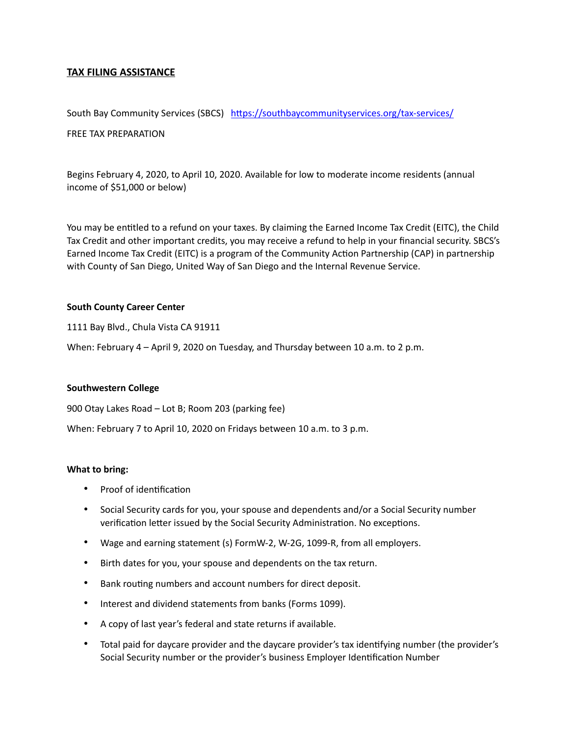**TAX FILING ASSISTANCE**

South Bay Community Services (SBCS) [https://southbaycommunityservices.org/tax-services/](https://southbaycommunityservices.org/tax-services/)

FREE TAX PREPARATION

Begins February 4, 2020, to April 10, 2020. Available for low to moderate income residents (annual income of $51,000 or below)

You may be entitled to a refund on your taxes. By claiming the Earned Income Tax Credit (EITC), the Child Tax Credit and other important credits, you may receive a refund to help in your financial security. SBCS's Earned Income Tax Credit (EITC) is a program of the Community Action Partnership (CAP) in partnership with County of San Diego, United Way of San Diego and the Internal Revenue Service.

**South County Career Center**

1111 Bay Blvd., Chula Vista CA 91911

When: February 4 – April 9, 2020 on Tuesday, and Thursday between 10 a.m. to 2 p.m.

**Southwestern College**

900 Otay Lakes Road – Lot B; Room 203 (parking fee)

When: February 7 to April 10, 2020 on Fridays between 10 a.m. to 3 p.m.

**What to bring:**

- Proof of identification
- Social Security cards for you, your spouse and dependents and/or a Social Security number verification letter issued by the Social Security Administration. No exceptions.
- Wage and earning statement (s) FormW-2, W-2G, 1099-R, from all employers.
- Birth dates for you, your spouse and dependents on the tax return.
- Bank routing numbers and account numbers for direct deposit.
- Interest and dividend statements from banks (Forms 1099).
- A copy of last year's federal and state returns if available.
- Total paid for daycare provider and the daycare provider's tax identifying number (the provider's Social Security number or the provider's business Employer Identification Number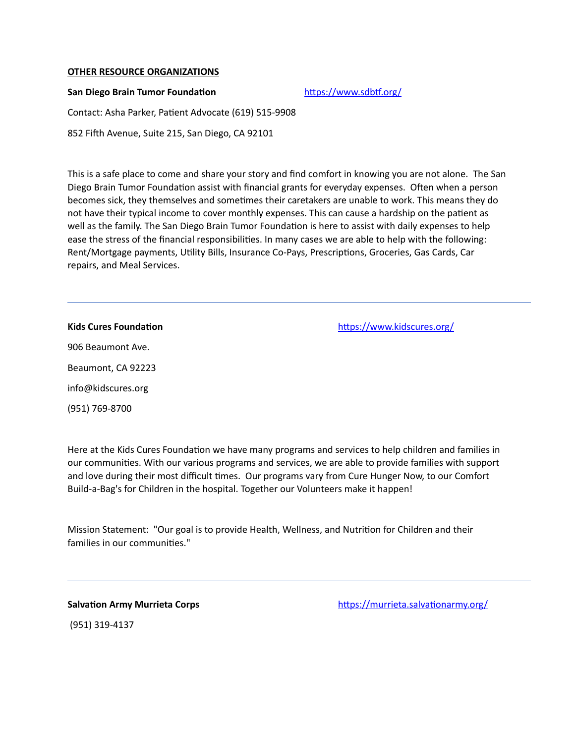## OTHER RESOURCE ORGANIZATIONS

**San Diego Brain Tumor Foundation** https://www.sdbtf.org/

Contact: Asha Parker, Patient Advocate (619) 515-9908

852 Fifth Avenue, Suite 215, San Diego, CA 92101

This is a safe place to come and share your story and find comfort in knowing you are not alone. The San Diego Brain Tumor Foundation assist with financial grants for everyday expenses. Often when a person becomes sick, they themselves and sometimes their caretakers are unable to work. This means they do not have their typical income to cover monthly expenses. This can cause a hardship on the patient as well as the family. The San Diego Brain Tumor Foundation is here to assist with daily expenses to help ease the stress of the financial responsibilities. In many cases we are able to help with the following: Rent/Mortgage payments, Utility Bills, Insurance Co-Pays, Prescriptions, Groceries, Gas Cards, Car repairs, and Meal Services.

---

**Kids Cures Foundation** https://www.kidscures.org/

906 Beaumont Ave.

Beaumont, CA 92223

info@kidscures.org

(951) 769-8700

Here at the Kids Cures Foundation we have many programs and services to help children and families in our communities. With our various programs and services, we are able to provide families with support and love during their most difficult times. Our programs vary from Cure Hunger Now, to our Comfort Build-a-Bag's for Children in the hospital. Together our Volunteers make it happen!

Mission Statement: "Our goal is to provide Health, Wellness, and Nutrition for Children and their families in our communities."

---

**Salvation Army Murrieta Corps** https://murrieta.salvationarmy.org/

(951) 319-4137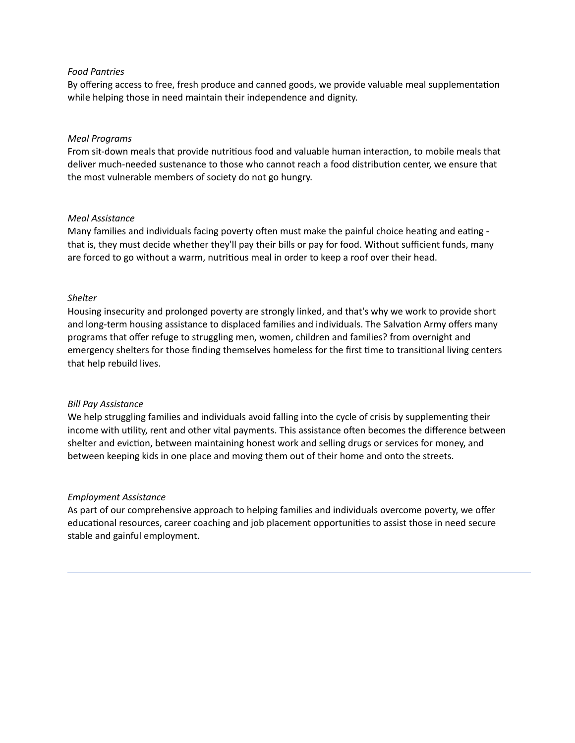*Food Pantries*
By offering access to free, fresh produce and canned goods, we provide valuable meal supplementation while helping those in need maintain their independence and dignity.

*Meal Programs*
From sit-down meals that provide nutritious food and valuable human interaction, to mobile meals that deliver much-needed sustenance to those who cannot reach a food distribution center, we ensure that the most vulnerable members of society do not go hungry.

*Meal Assistance*
Many families and individuals facing poverty often must make the painful choice heating and eating - that is, they must decide whether they'll pay their bills or pay for food. Without sufficient funds, many are forced to go without a warm, nutritious meal in order to keep a roof over their head.

*Shelter*
Housing insecurity and prolonged poverty are strongly linked, and that's why we work to provide short and long-term housing assistance to displaced families and individuals. The Salvation Army offers many programs that offer refuge to struggling men, women, children and families? from overnight and emergency shelters for those finding themselves homeless for the first time to transitional living centers that help rebuild lives.

*Bill Pay Assistance*
We help struggling families and individuals avoid falling into the cycle of crisis by supplementing their income with utility, rent and other vital payments. This assistance often becomes the difference between shelter and eviction, between maintaining honest work and selling drugs or services for money, and between keeping kids in one place and moving them out of their home and onto the streets.

*Employment Assistance*
As part of our comprehensive approach to helping families and individuals overcome poverty, we offer educational resources, career coaching and job placement opportunities to assist those in need secure stable and gainful employment.

---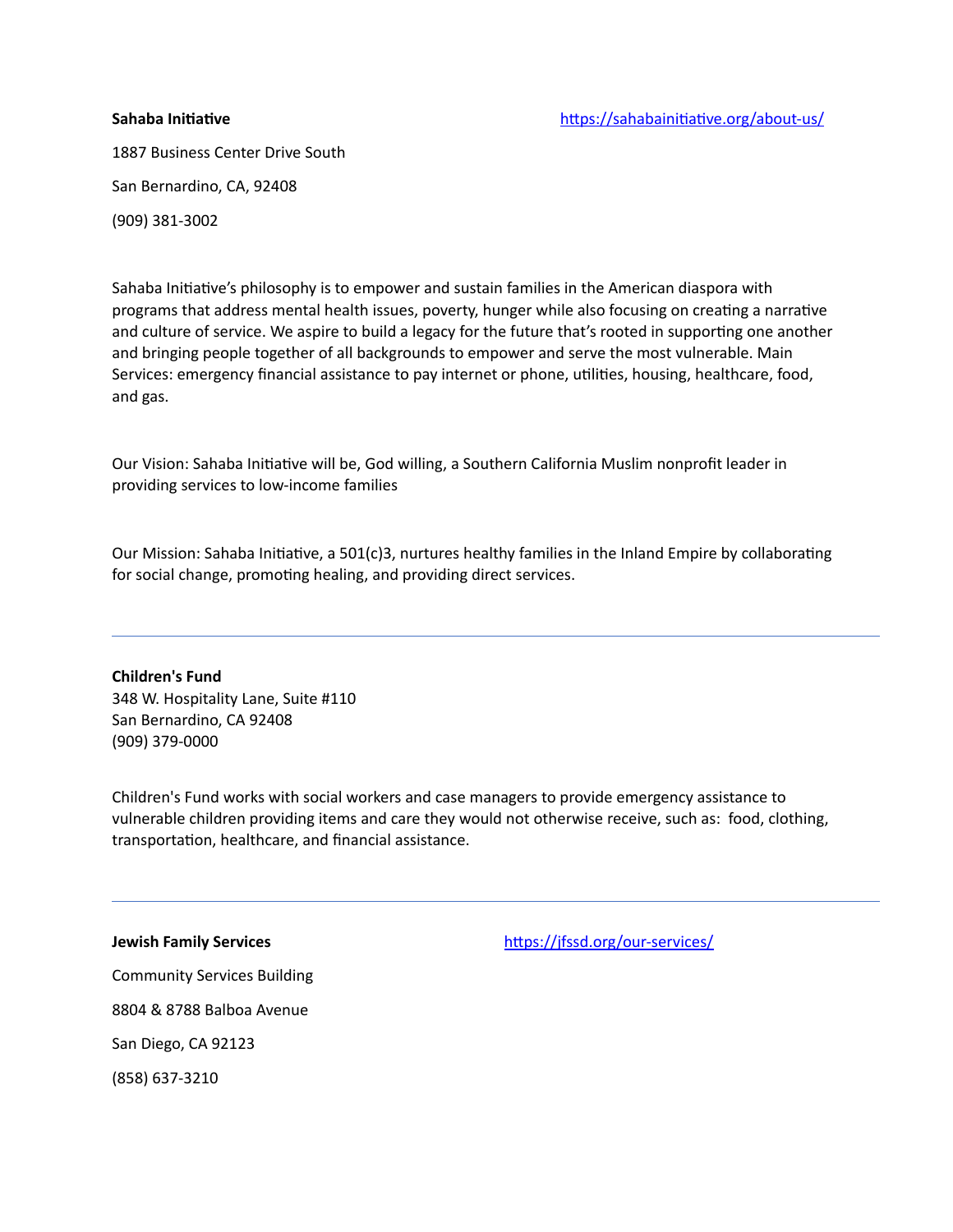**Sahaba Initiative** https://sahabainitiative.org/about-us/

1887 Business Center Drive South

San Bernardino, CA, 92408

(909) 381-3002

Sahaba Initiative's philosophy is to empower and sustain families in the American diaspora with programs that address mental health issues, poverty, hunger while also focusing on creating a narrative and culture of service. We aspire to build a legacy for the future that's rooted in supporting one another and bringing people together of all backgrounds to empower and serve the most vulnerable. Main Services: emergency financial assistance to pay internet or phone, utilities, housing, healthcare, food, and gas.

Our Vision: Sahaba Initiative will be, God willing, a Southern California Muslim nonprofit leader in providing services to low-income families

Our Mission: Sahaba Initiative, a 501(c)3, nurtures healthy families in the Inland Empire by collaborating for social change, promoting healing, and providing direct services.

---

**Children's Fund**
348 W. Hospitality Lane, Suite #110
San Bernardino, CA 92408
(909) 379-0000

Children's Fund works with social workers and case managers to provide emergency assistance to vulnerable children providing items and care they would not otherwise receive, such as: food, clothing, transportation, healthcare, and financial assistance.

---

**Jewish Family Services** https://jfssd.org/our-services/

Community Services Building

8804 & 8788 Balboa Avenue

San Diego, CA 92123

(858) 637-3210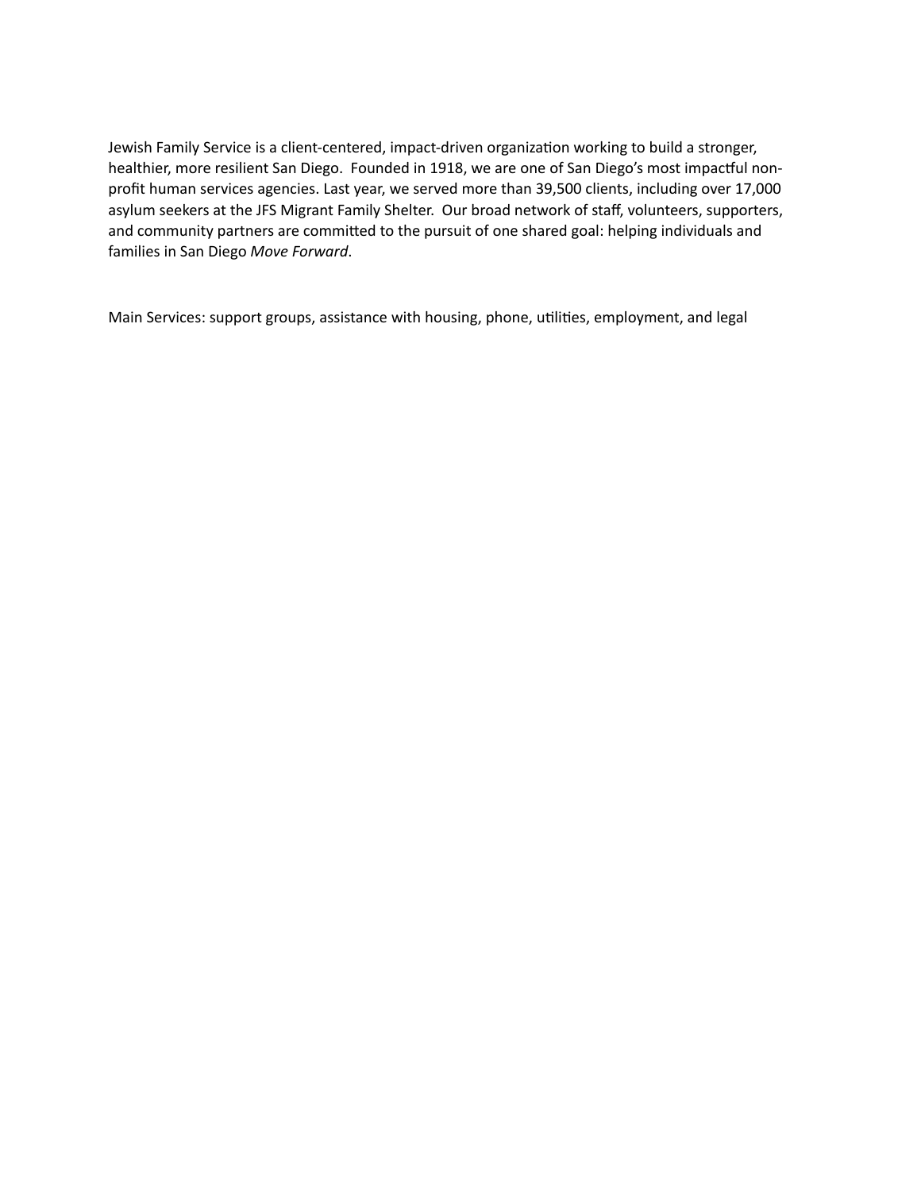Jewish Family Service is a client-centered, impact-driven organization working to build a stronger, healthier, more resilient San Diego. Founded in 1918, we are one of San Diego's most impactful non-profit human services agencies. Last year, we served more than 39,500 clients, including over 17,000 asylum seekers at the JFS Migrant Family Shelter. Our broad network of staff, volunteers, supporters, and community partners are committed to the pursuit of one shared goal: helping individuals and families in San Diego *Move Forward*.

Main Services: support groups, assistance with housing, phone, utilities, employment, and legal